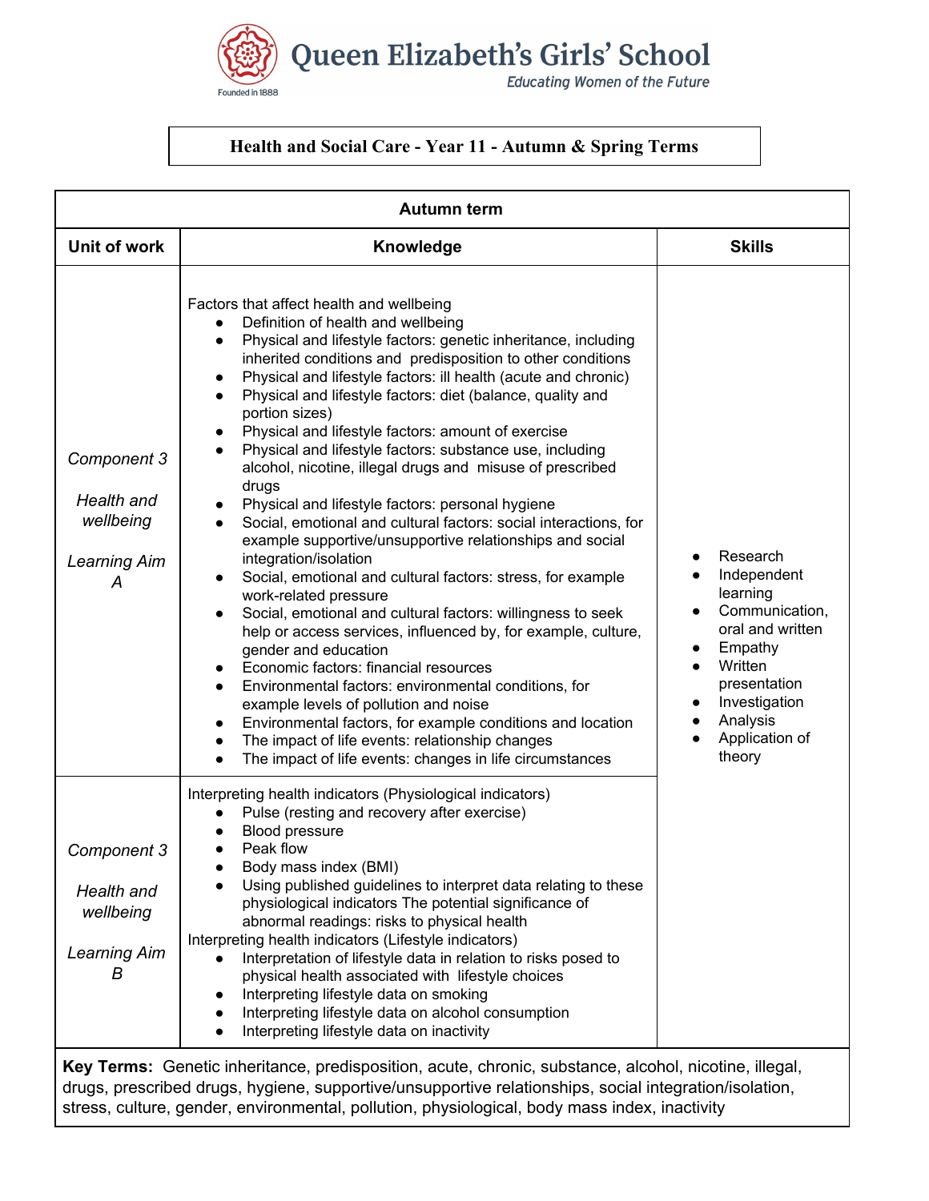# Queen Elizabeth's Girls' School

*Educating Women of the Future*

Founded in 1888

## Health and Social Care - Year 11 - Autumn & Spring Terms

| Autumn term | | |
|---|---|---|
| **Unit of work** | **Knowledge** | **Skills** |
| *Component 3*<br><br>*Health and wellbeing*<br><br>*Learning Aim A* | Factors that affect health and wellbeing<br>● Definition of health and wellbeing<br>● Physical and lifestyle factors: genetic inheritance, including inherited conditions and predisposition to other conditions<br>● Physical and lifestyle factors: ill health (acute and chronic)<br>● Physical and lifestyle factors: diet (balance, quality and portion sizes)<br>● Physical and lifestyle factors: amount of exercise<br>● Physical and lifestyle factors: substance use, including alcohol, nicotine, illegal drugs and misuse of prescribed drugs<br>● Physical and lifestyle factors: personal hygiene<br>● Social, emotional and cultural factors: social interactions, for example supportive/unsupportive relationships and social integration/isolation<br>● Social, emotional and cultural factors: stress, for example work-related pressure<br>● Social, emotional and cultural factors: willingness to seek help or access services, influenced by, for example, culture, gender and education<br>● Economic factors: financial resources<br>● Environmental factors: environmental conditions, for example levels of pollution and noise<br>● Environmental factors, for example conditions and location<br>● The impact of life events: relationship changes<br>● The impact of life events: changes in life circumstances | ● Research<br>● Independent learning<br>● Communication, oral and written<br>● Empathy<br>● Written presentation<br>● Investigation<br>● Analysis<br>● Application of theory |
| *Component 3*<br><br>*Health and wellbeing*<br><br>*Learning Aim B* | Interpreting health indicators (Physiological indicators)<br>● Pulse (resting and recovery after exercise)<br>● Blood pressure<br>● Peak flow<br>● Body mass index (BMI)<br>● Using published guidelines to interpret data relating to these physiological indicators The potential significance of abnormal readings: risks to physical health<br>Interpreting health indicators (Lifestyle indicators)<br>● Interpretation of lifestyle data in relation to risks posed to physical health associated with lifestyle choices<br>● Interpreting lifestyle data on smoking<br>● Interpreting lifestyle data on alcohol consumption<br>● Interpreting lifestyle data on inactivity | |
| **Key Terms:** Genetic inheritance, predisposition, acute, chronic, substance, alcohol, nicotine, illegal, drugs, prescribed drugs, hygiene, supportive/unsupportive relationships, social integration/isolation, stress, culture, gender, environmental, pollution, physiological, body mass index, inactivity | | |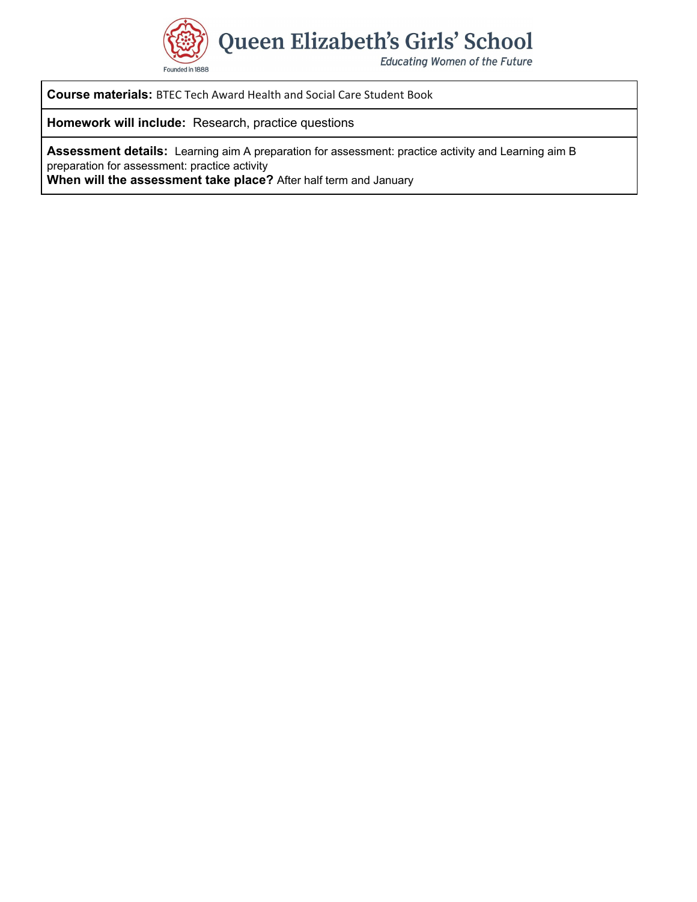# Queen Elizabeth's Girls' School

*Educating Women of the Future*

Founded in 1888

**Course materials:** BTEC Tech Award Health and Social Care Student Book

**Homework will include:** Research, practice questions

**Assessment details:** Learning aim A preparation for assessment: practice activity and Learning aim B preparation for assessment: practice activity

**When will the assessment take place?** After half term and January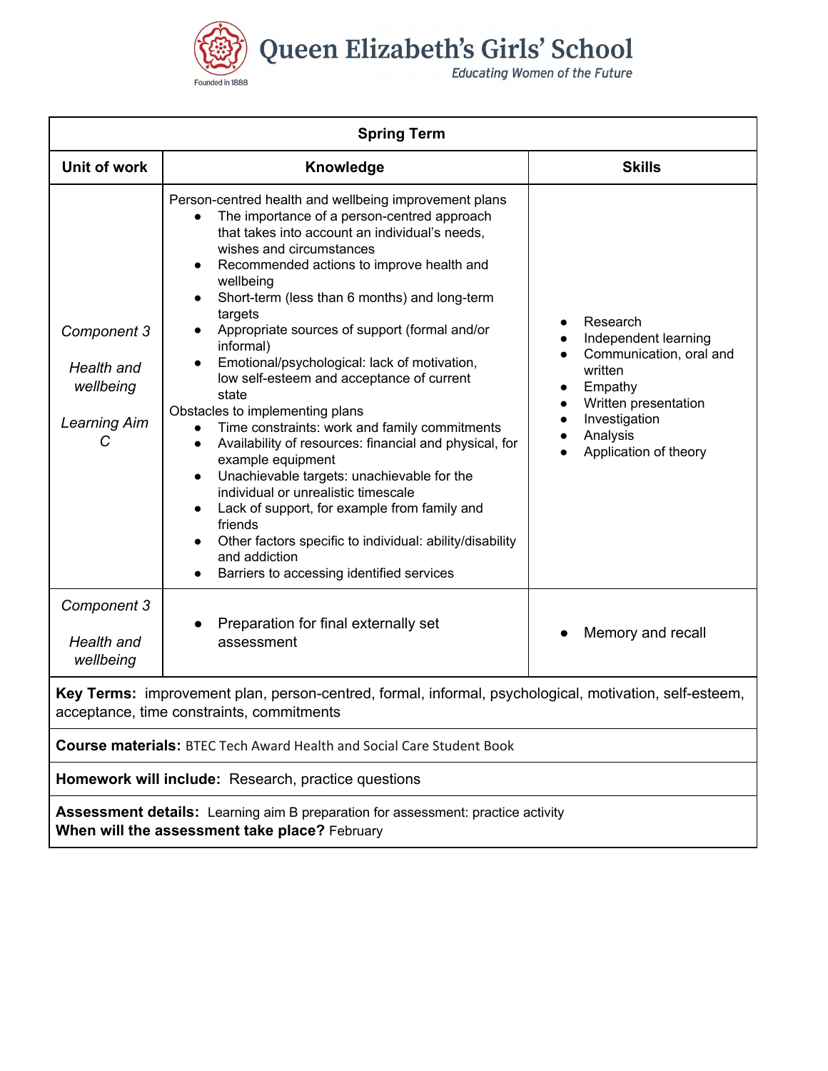# Queen Elizabeth's Girls' School

*Educating Women of the Future*

Founded in 1888

| Spring Term | | |
|---|---|---|
| **Unit of work** | **Knowledge** | **Skills** |
| *Component 3*<br><br>*Health and wellbeing*<br><br>*Learning Aim C* | Person-centred health and wellbeing improvement plans<br>• The importance of a person-centred approach that takes into account an individual's needs, wishes and circumstances<br>• Recommended actions to improve health and wellbeing<br>• Short-term (less than 6 months) and long-term targets<br>• Appropriate sources of support (formal and/or informal)<br>• Emotional/psychological: lack of motivation, low self-esteem and acceptance of current state<br>Obstacles to implementing plans<br>• Time constraints: work and family commitments<br>• Availability of resources: financial and physical, for example equipment<br>• Unachievable targets: unachievable for the individual or unrealistic timescale<br>• Lack of support, for example from family and friends<br>• Other factors specific to individual: ability/disability and addiction<br>• Barriers to accessing identified services | • Research<br>• Independent learning<br>• Communication, oral and written<br>• Empathy<br>• Written presentation<br>• Investigation<br>• Analysis<br>• Application of theory |
| *Component 3*<br><br>*Health and wellbeing* | • Preparation for final externally set assessment | • Memory and recall |
| **Key Terms:** improvement plan, person-centred, formal, informal, psychological, motivation, self-esteem, acceptance, time constraints, commitments | | |
| **Course materials:** BTEC Tech Award Health and Social Care Student Book | | |
| **Homework will include:** Research, practice questions | | |
| **Assessment details:** Learning aim B preparation for assessment: practice activity<br>**When will the assessment take place?** February | | |